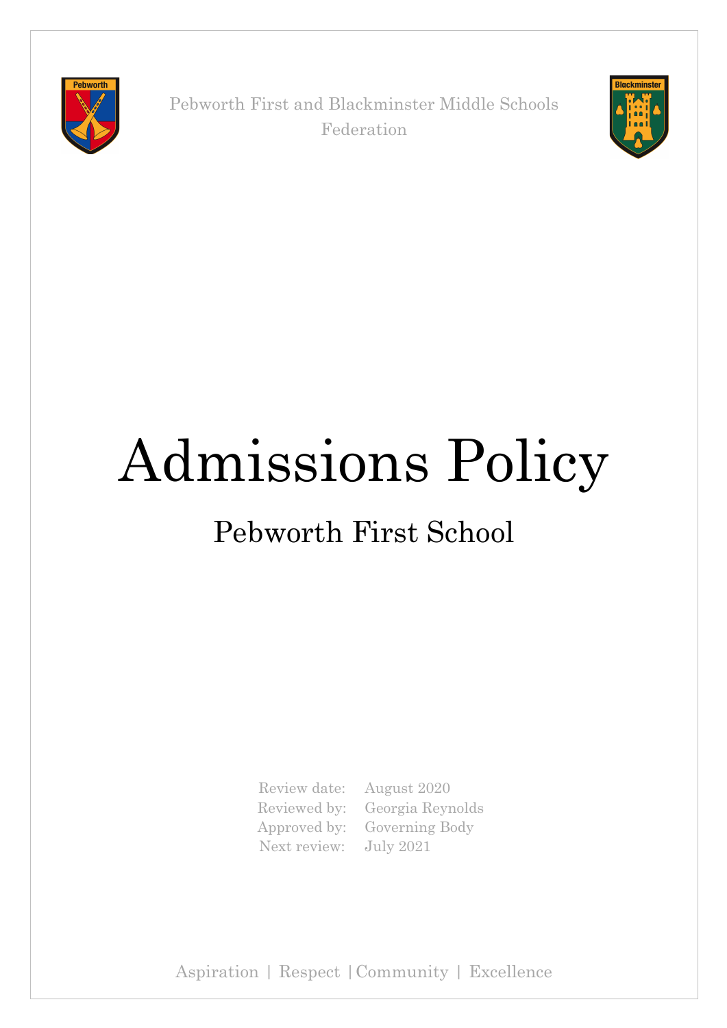Pebworth First and Blackminster Middle Schools Federation

# Admissions Policy

## Pebworth First School

| | |
|---|---|
| Review date: | August 2020 |
| Reviewed by: | Georgia Reynolds |
| Approved by: | Governing Body |
| Next review: | July 2021 |

Aspiration | Respect | Community | Excellence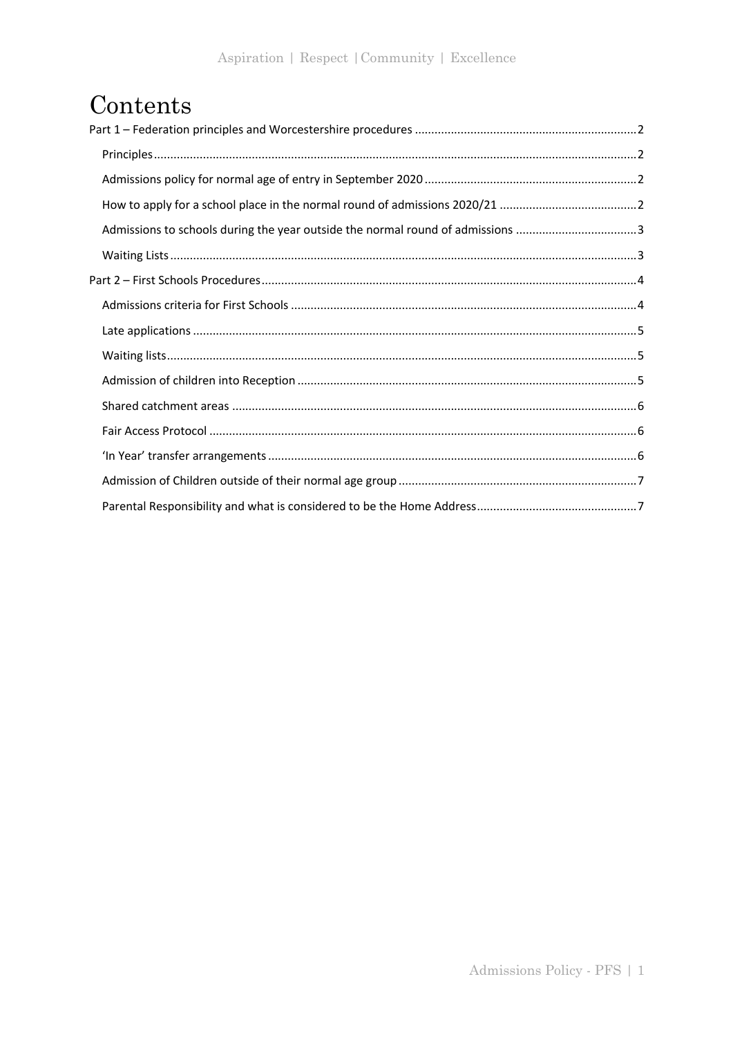# Contents

Part 1 – Federation principles and Worcestershire procedures ....... 2

- Principles ....... 2
- Admissions policy for normal age of entry in September 2020 ....... 2
- How to apply for a school place in the normal round of admissions 2020/21 ....... 2
- Admissions to schools during the year outside the normal round of admissions ....... 3
- Waiting Lists ....... 3

Part 2 – First Schools Procedures ....... 4

- Admissions criteria for First Schools ....... 4
- Late applications ....... 5
- Waiting lists ....... 5
- Admission of children into Reception ....... 5
- Shared catchment areas ....... 6
- Fair Access Protocol ....... 6
- 'In Year' transfer arrangements ....... 6
- Admission of Children outside of their normal age group ....... 7
- Parental Responsibility and what is considered to be the Home Address ....... 7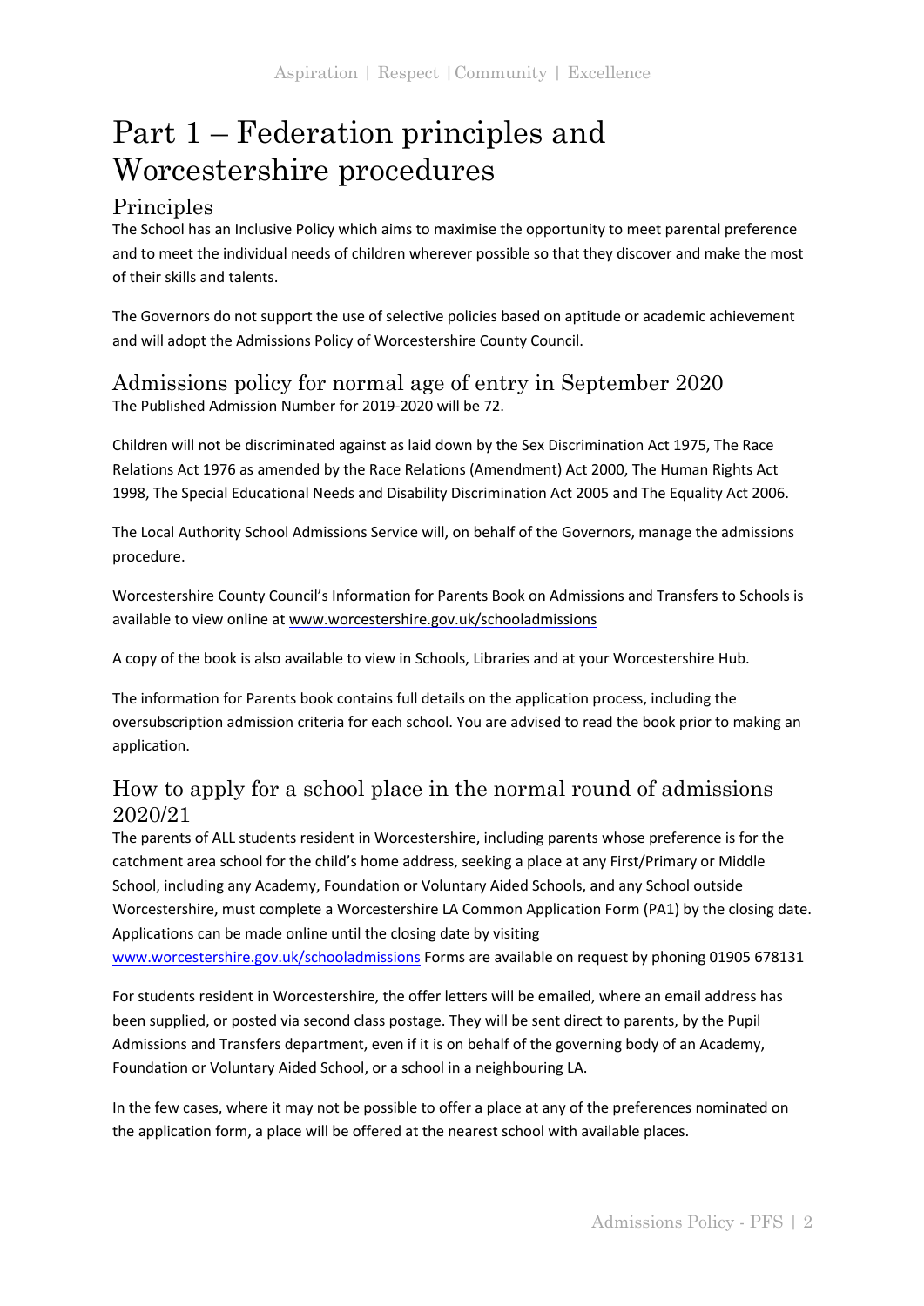# Part 1 – Federation principles and Worcestershire procedures

## Principles

The School has an Inclusive Policy which aims to maximise the opportunity to meet parental preference and to meet the individual needs of children wherever possible so that they discover and make the most of their skills and talents.

The Governors do not support the use of selective policies based on aptitude or academic achievement and will adopt the Admissions Policy of Worcestershire County Council.

## Admissions policy for normal age of entry in September 2020

The Published Admission Number for 2019-2020 will be 72.

Children will not be discriminated against as laid down by the Sex Discrimination Act 1975, The Race Relations Act 1976 as amended by the Race Relations (Amendment) Act 2000, The Human Rights Act 1998, The Special Educational Needs and Disability Discrimination Act 2005 and The Equality Act 2006.

The Local Authority School Admissions Service will, on behalf of the Governors, manage the admissions procedure.

Worcestershire County Council's Information for Parents Book on Admissions and Transfers to Schools is available to view online at www.worcestershire.gov.uk/schooladmissions

A copy of the book is also available to view in Schools, Libraries and at your Worcestershire Hub.

The information for Parents book contains full details on the application process, including the oversubscription admission criteria for each school. You are advised to read the book prior to making an application.

## How to apply for a school place in the normal round of admissions 2020/21

The parents of ALL students resident in Worcestershire, including parents whose preference is for the catchment area school for the child's home address, seeking a place at any First/Primary or Middle School, including any Academy, Foundation or Voluntary Aided Schools, and any School outside Worcestershire, must complete a Worcestershire LA Common Application Form (PA1) by the closing date. Applications can be made online until the closing date by visiting www.worcestershire.gov.uk/schooladmissions Forms are available on request by phoning 01905 678131

For students resident in Worcestershire, the offer letters will be emailed, where an email address has been supplied, or posted via second class postage. They will be sent direct to parents, by the Pupil Admissions and Transfers department, even if it is on behalf of the governing body of an Academy, Foundation or Voluntary Aided School, or a school in a neighbouring LA.

In the few cases, where it may not be possible to offer a place at any of the preferences nominated on the application form, a place will be offered at the nearest school with available places.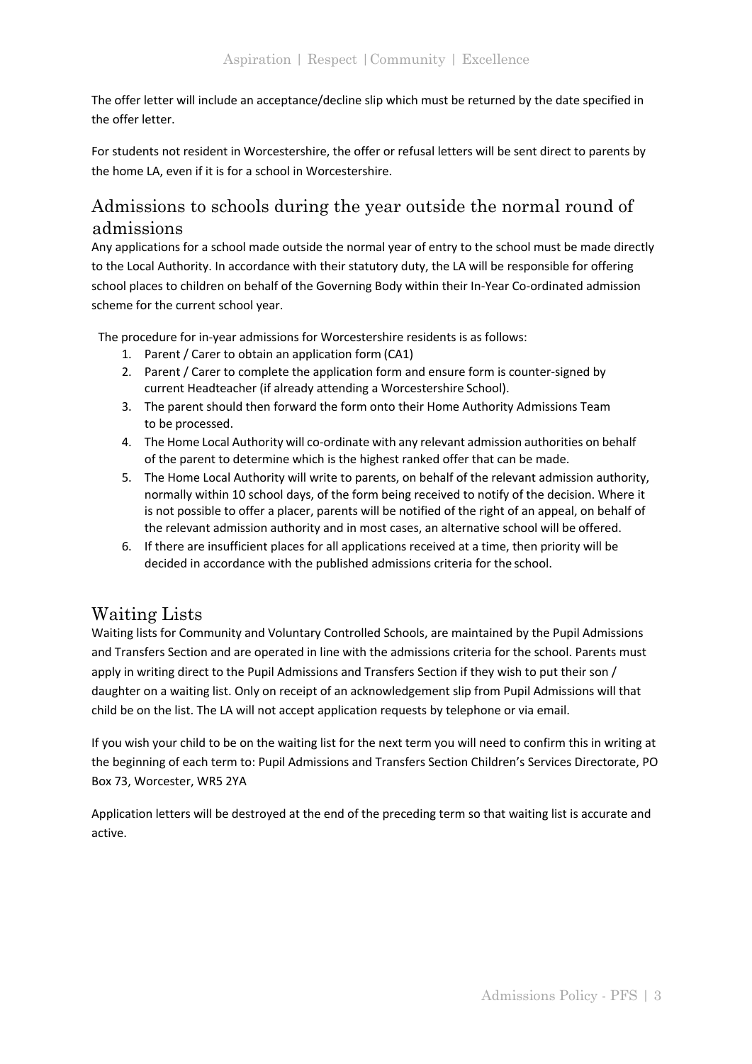The offer letter will include an acceptance/decline slip which must be returned by the date specified in the offer letter.

For students not resident in Worcestershire, the offer or refusal letters will be sent direct to parents by the home LA, even if it is for a school in Worcestershire.

## Admissions to schools during the year outside the normal round of admissions

Any applications for a school made outside the normal year of entry to the school must be made directly to the Local Authority. In accordance with their statutory duty, the LA will be responsible for offering school places to children on behalf of the Governing Body within their In-Year Co-ordinated admission scheme for the current school year.

The procedure for in-year admissions for Worcestershire residents is as follows:

1. Parent / Carer to obtain an application form (CA1)
2. Parent / Carer to complete the application form and ensure form is counter-signed by current Headteacher (if already attending a Worcestershire School).
3. The parent should then forward the form onto their Home Authority Admissions Team to be processed.
4. The Home Local Authority will co-ordinate with any relevant admission authorities on behalf of the parent to determine which is the highest ranked offer that can be made.
5. The Home Local Authority will write to parents, on behalf of the relevant admission authority, normally within 10 school days, of the form being received to notify of the decision. Where it is not possible to offer a placer, parents will be notified of the right of an appeal, on behalf of the relevant admission authority and in most cases, an alternative school will be offered.
6. If there are insufficient places for all applications received at a time, then priority will be decided in accordance with the published admissions criteria for the school.

## Waiting Lists

Waiting lists for Community and Voluntary Controlled Schools, are maintained by the Pupil Admissions and Transfers Section and are operated in line with the admissions criteria for the school. Parents must apply in writing direct to the Pupil Admissions and Transfers Section if they wish to put their son / daughter on a waiting list. Only on receipt of an acknowledgement slip from Pupil Admissions will that child be on the list. The LA will not accept application requests by telephone or via email.

If you wish your child to be on the waiting list for the next term you will need to confirm this in writing at the beginning of each term to: Pupil Admissions and Transfers Section Children's Services Directorate, PO Box 73, Worcester, WR5 2YA

Application letters will be destroyed at the end of the preceding term so that waiting list is accurate and active.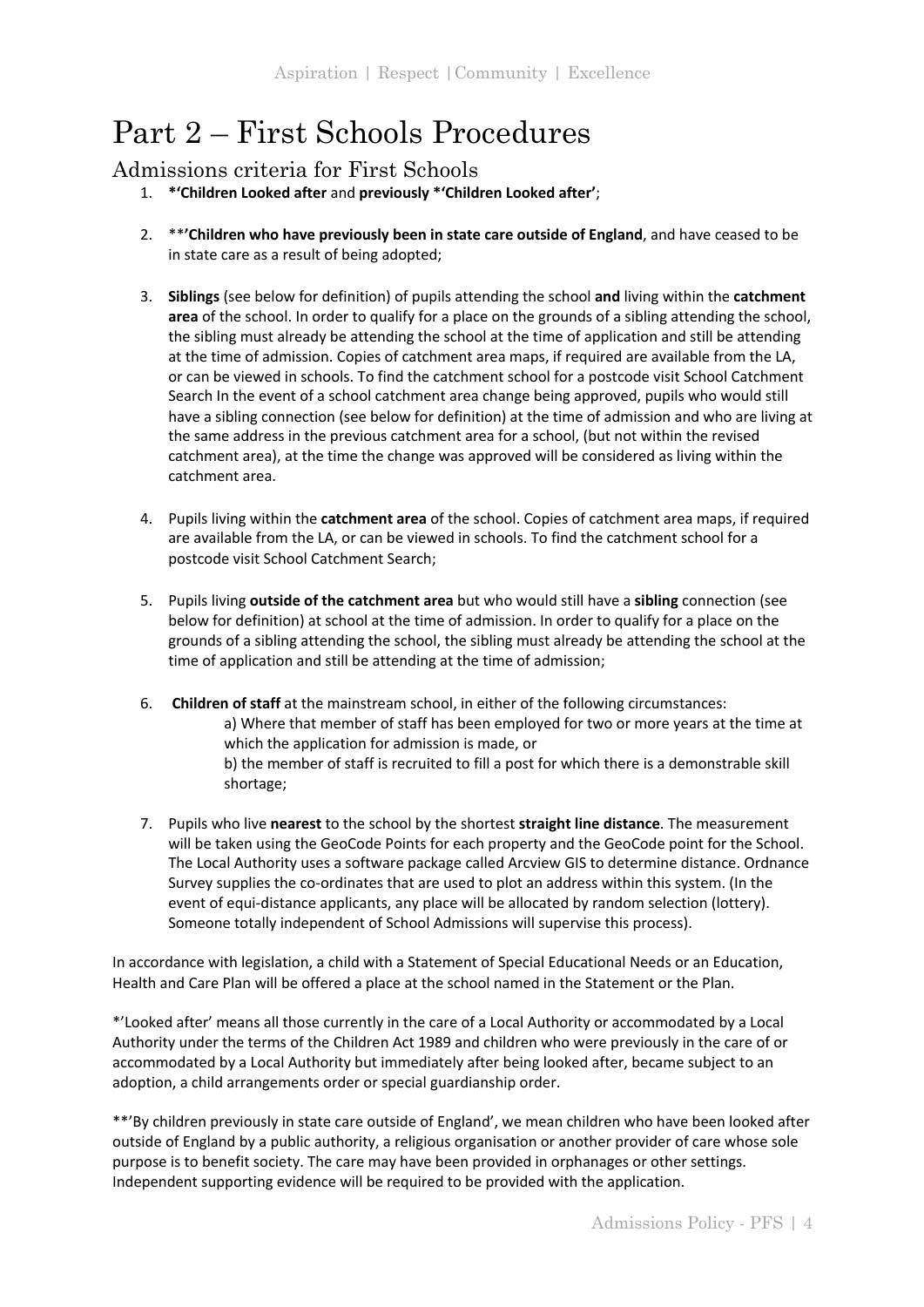# Part 2 – First Schools Procedures

## Admissions criteria for First Schools

1. ***'Children Looked after** and **previously *'Children Looked after'**;

2. ****'Children who have previously been in state care outside of England**, and have ceased to be in state care as a result of being adopted;

3. **Siblings** (see below for definition) of pupils attending the school **and** living within the **catchment area** of the school. In order to qualify for a place on the grounds of a sibling attending the school, the sibling must already be attending the school at the time of application and still be attending at the time of admission. Copies of catchment area maps, if required are available from the LA, or can be viewed in schools. To find the catchment school for a postcode visit School Catchment Search In the event of a school catchment area change being approved, pupils who would still have a sibling connection (see below for definition) at the time of admission and who are living at the same address in the previous catchment area for a school, (but not within the revised catchment area), at the time the change was approved will be considered as living within the catchment area.

4. Pupils living within the **catchment area** of the school. Copies of catchment area maps, if required are available from the LA, or can be viewed in schools. To find the catchment school for a postcode visit School Catchment Search;

5. Pupils living **outside of the catchment area** but who would still have a **sibling** connection (see below for definition) at school at the time of admission. In order to qualify for a place on the grounds of a sibling attending the school, the sibling must already be attending the school at the time of application and still be attending at the time of admission;

6. **Children of staff** at the mainstream school, in either of the following circumstances:
   a) Where that member of staff has been employed for two or more years at the time at which the application for admission is made, or
   b) the member of staff is recruited to fill a post for which there is a demonstrable skill shortage;

7. Pupils who live **nearest** to the school by the shortest **straight line distance**. The measurement will be taken using the GeoCode Points for each property and the GeoCode point for the School. The Local Authority uses a software package called Arcview GIS to determine distance. Ordnance Survey supplies the co-ordinates that are used to plot an address within this system. (In the event of equi-distance applicants, any place will be allocated by random selection (lottery). Someone totally independent of School Admissions will supervise this process).

In accordance with legislation, a child with a Statement of Special Educational Needs or an Education, Health and Care Plan will be offered a place at the school named in the Statement or the Plan.

*'Looked after' means all those currently in the care of a Local Authority or accommodated by a Local Authority under the terms of the Children Act 1989 and children who were previously in the care of or accommodated by a Local Authority but immediately after being looked after, became subject to an adoption, a child arrangements order or special guardianship order.

**'By children previously in state care outside of England', we mean children who have been looked after outside of England by a public authority, a religious organisation or another provider of care whose sole purpose is to benefit society. The care may have been provided in orphanages or other settings. Independent supporting evidence will be required to be provided with the application.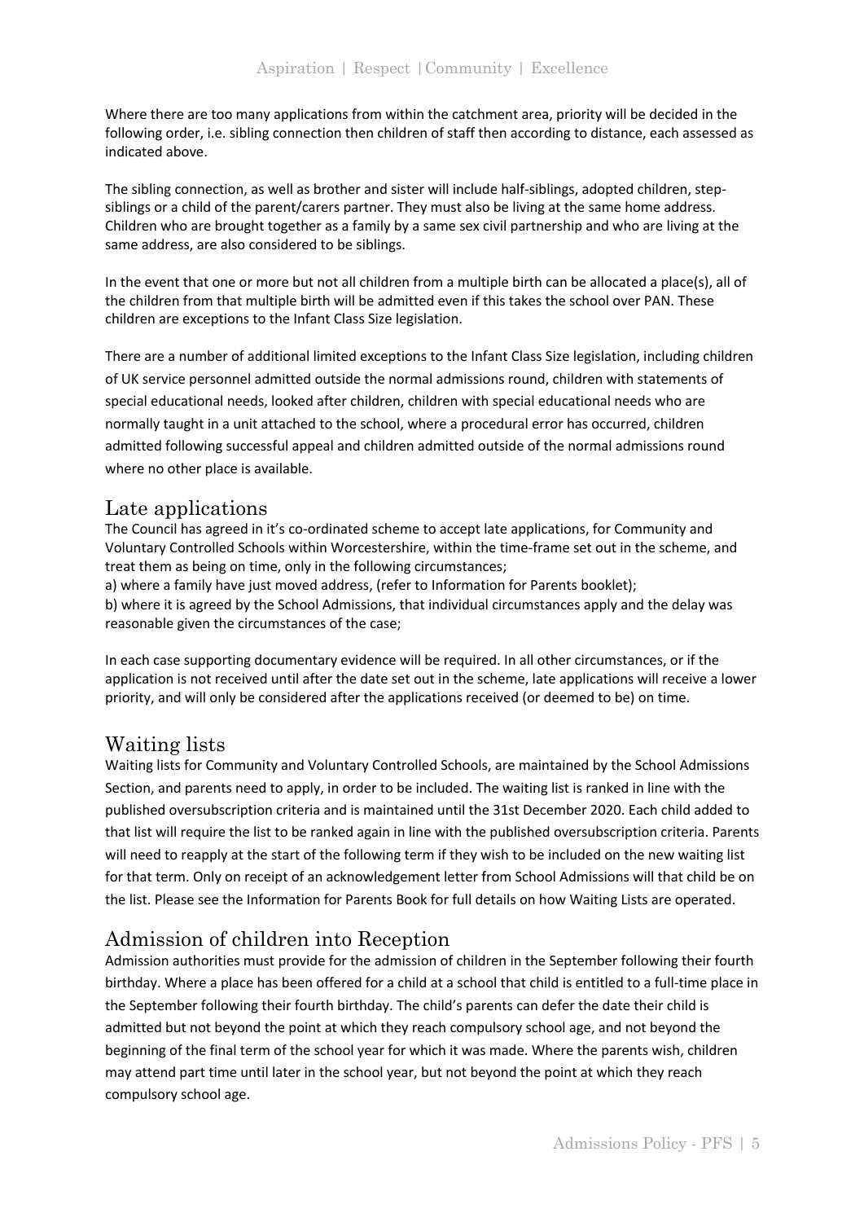Where there are too many applications from within the catchment area, priority will be decided in the following order, i.e. sibling connection then children of staff then according to distance, each assessed as indicated above.

The sibling connection, as well as brother and sister will include half-siblings, adopted children, step-siblings or a child of the parent/carers partner. They must also be living at the same home address. Children who are brought together as a family by a same sex civil partnership and who are living at the same address, are also considered to be siblings.

In the event that one or more but not all children from a multiple birth can be allocated a place(s), all of the children from that multiple birth will be admitted even if this takes the school over PAN. These children are exceptions to the Infant Class Size legislation.

There are a number of additional limited exceptions to the Infant Class Size legislation, including children of UK service personnel admitted outside the normal admissions round, children with statements of special educational needs, looked after children, children with special educational needs who are normally taught in a unit attached to the school, where a procedural error has occurred, children admitted following successful appeal and children admitted outside of the normal admissions round where no other place is available.

## Late applications

The Council has agreed in it's co-ordinated scheme to accept late applications, for Community and Voluntary Controlled Schools within Worcestershire, within the time-frame set out in the scheme, and treat them as being on time, only in the following circumstances;

a) where a family have just moved address, (refer to Information for Parents booklet);

b) where it is agreed by the School Admissions, that individual circumstances apply and the delay was reasonable given the circumstances of the case;

In each case supporting documentary evidence will be required. In all other circumstances, or if the application is not received until after the date set out in the scheme, late applications will receive a lower priority, and will only be considered after the applications received (or deemed to be) on time.

## Waiting lists

Waiting lists for Community and Voluntary Controlled Schools, are maintained by the School Admissions Section, and parents need to apply, in order to be included. The waiting list is ranked in line with the published oversubscription criteria and is maintained until the 31st December 2020. Each child added to that list will require the list to be ranked again in line with the published oversubscription criteria. Parents will need to reapply at the start of the following term if they wish to be included on the new waiting list for that term. Only on receipt of an acknowledgement letter from School Admissions will that child be on the list. Please see the Information for Parents Book for full details on how Waiting Lists are operated.

## Admission of children into Reception

Admission authorities must provide for the admission of children in the September following their fourth birthday. Where a place has been offered for a child at a school that child is entitled to a full-time place in the September following their fourth birthday. The child's parents can defer the date their child is admitted but not beyond the point at which they reach compulsory school age, and not beyond the beginning of the final term of the school year for which it was made. Where the parents wish, children may attend part time until later in the school year, but not beyond the point at which they reach compulsory school age.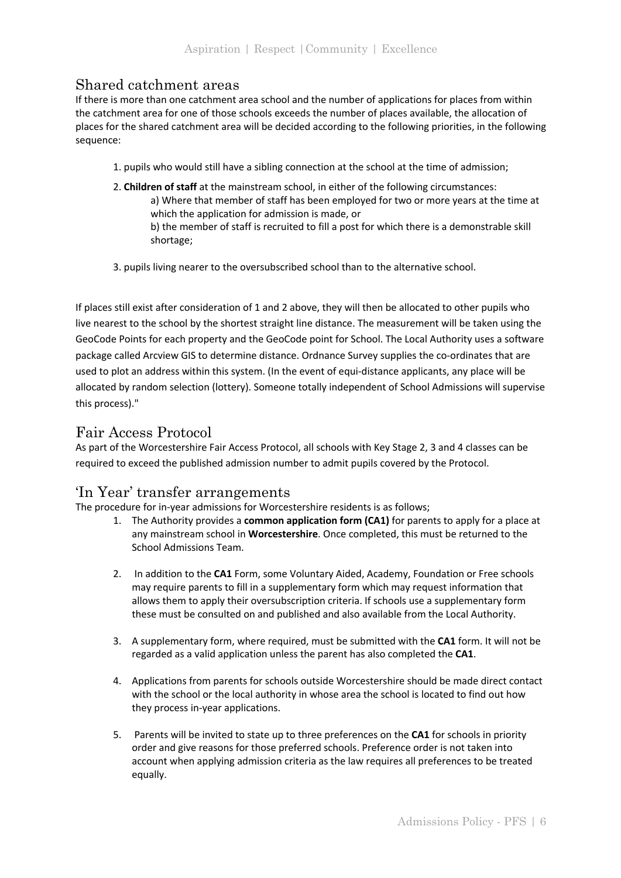## Shared catchment areas

If there is more than one catchment area school and the number of applications for places from within the catchment area for one of those schools exceeds the number of places available, the allocation of places for the shared catchment area will be decided according to the following priorities, in the following sequence:

1. pupils who would still have a sibling connection at the school at the time of admission;
2. **Children of staff** at the mainstream school, in either of the following circumstances:
   a) Where that member of staff has been employed for two or more years at the time at which the application for admission is made, or
   b) the member of staff is recruited to fill a post for which there is a demonstrable skill shortage;
3. pupils living nearer to the oversubscribed school than to the alternative school.

If places still exist after consideration of 1 and 2 above, they will then be allocated to other pupils who live nearest to the school by the shortest straight line distance. The measurement will be taken using the GeoCode Points for each property and the GeoCode point for School. The Local Authority uses a software package called Arcview GIS to determine distance. Ordnance Survey supplies the co-ordinates that are used to plot an address within this system. (In the event of equi-distance applicants, any place will be allocated by random selection (lottery). Someone totally independent of School Admissions will supervise this process)."

## Fair Access Protocol

As part of the Worcestershire Fair Access Protocol, all schools with Key Stage 2, 3 and 4 classes can be required to exceed the published admission number to admit pupils covered by the Protocol.

## 'In Year' transfer arrangements

The procedure for in-year admissions for Worcestershire residents is as follows;

1. The Authority provides a **common application form (CA1)** for parents to apply for a place at any mainstream school in **Worcestershire**. Once completed, this must be returned to the School Admissions Team.
2. In addition to the **CA1** Form, some Voluntary Aided, Academy, Foundation or Free schools may require parents to fill in a supplementary form which may request information that allows them to apply their oversubscription criteria. If schools use a supplementary form these must be consulted on and published and also available from the Local Authority.
3. A supplementary form, where required, must be submitted with the **CA1** form. It will not be regarded as a valid application unless the parent has also completed the **CA1**.
4. Applications from parents for schools outside Worcestershire should be made direct contact with the school or the local authority in whose area the school is located to find out how they process in-year applications.
5. Parents will be invited to state up to three preferences on the **CA1** for schools in priority order and give reasons for those preferred schools. Preference order is not taken into account when applying admission criteria as the law requires all preferences to be treated equally.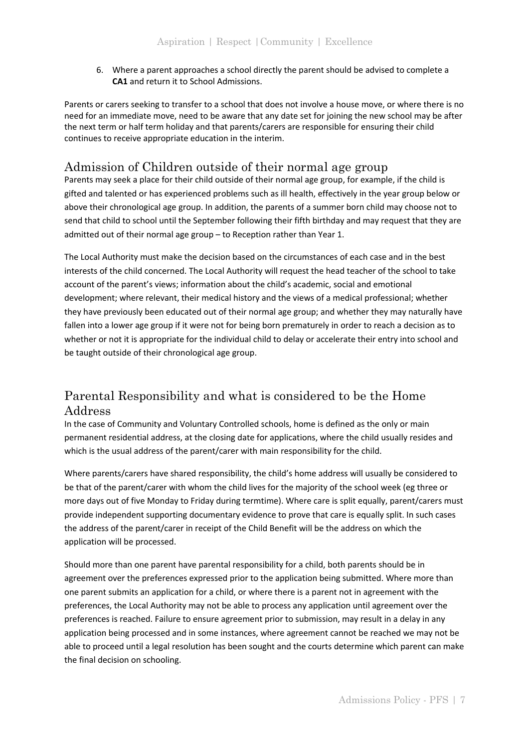6. Where a parent approaches a school directly the parent should be advised to complete a **CA1** and return it to School Admissions.

Parents or carers seeking to transfer to a school that does not involve a house move, or where there is no need for an immediate move, need to be aware that any date set for joining the new school may be after the next term or half term holiday and that parents/carers are responsible for ensuring their child continues to receive appropriate education in the interim.

## Admission of Children outside of their normal age group

Parents may seek a place for their child outside of their normal age group, for example, if the child is gifted and talented or has experienced problems such as ill health, effectively in the year group below or above their chronological age group. In addition, the parents of a summer born child may choose not to send that child to school until the September following their fifth birthday and may request that they are admitted out of their normal age group – to Reception rather than Year 1.

The Local Authority must make the decision based on the circumstances of each case and in the best interests of the child concerned. The Local Authority will request the head teacher of the school to take account of the parent's views; information about the child's academic, social and emotional development; where relevant, their medical history and the views of a medical professional; whether they have previously been educated out of their normal age group; and whether they may naturally have fallen into a lower age group if it were not for being born prematurely in order to reach a decision as to whether or not it is appropriate for the individual child to delay or accelerate their entry into school and be taught outside of their chronological age group.

## Parental Responsibility and what is considered to be the Home Address

In the case of Community and Voluntary Controlled schools, home is defined as the only or main permanent residential address, at the closing date for applications, where the child usually resides and which is the usual address of the parent/carer with main responsibility for the child.

Where parents/carers have shared responsibility, the child's home address will usually be considered to be that of the parent/carer with whom the child lives for the majority of the school week (eg three or more days out of five Monday to Friday during termtime). Where care is split equally, parent/carers must provide independent supporting documentary evidence to prove that care is equally split. In such cases the address of the parent/carer in receipt of the Child Benefit will be the address on which the application will be processed.

Should more than one parent have parental responsibility for a child, both parents should be in agreement over the preferences expressed prior to the application being submitted. Where more than one parent submits an application for a child, or where there is a parent not in agreement with the preferences, the Local Authority may not be able to process any application until agreement over the preferences is reached. Failure to ensure agreement prior to submission, may result in a delay in any application being processed and in some instances, where agreement cannot be reached we may not be able to proceed until a legal resolution has been sought and the courts determine which parent can make the final decision on schooling.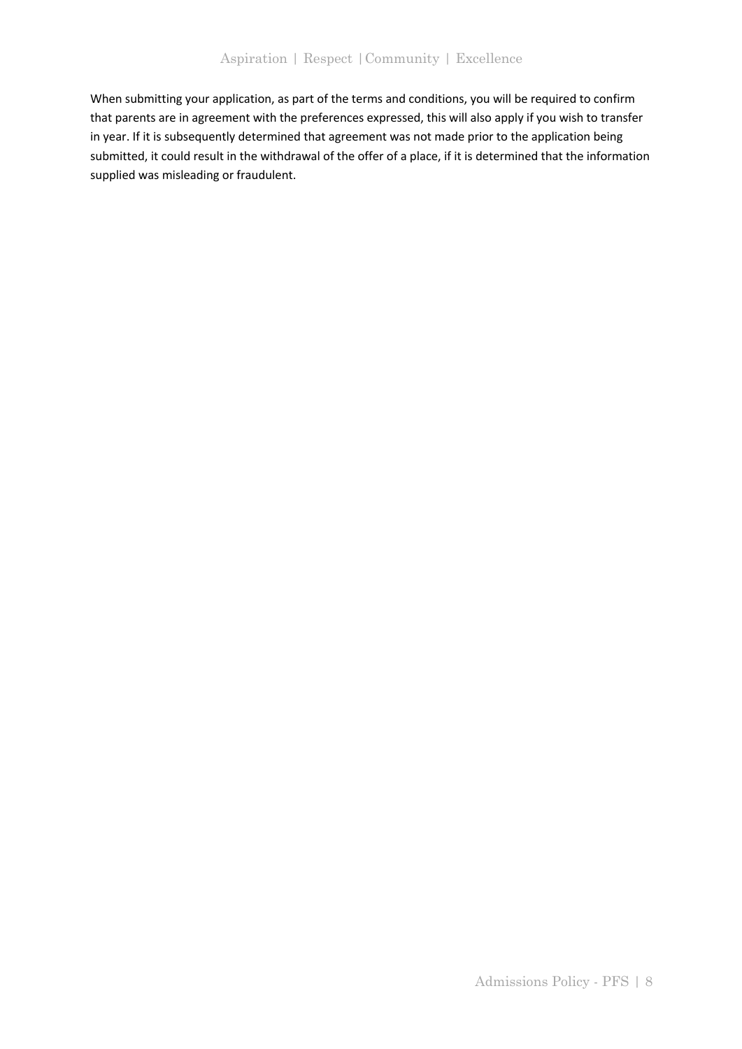When submitting your application, as part of the terms and conditions, you will be required to confirm that parents are in agreement with the preferences expressed, this will also apply if you wish to transfer in year. If it is subsequently determined that agreement was not made prior to the application being submitted, it could result in the withdrawal of the offer of a place, if it is determined that the information supplied was misleading or fraudulent.